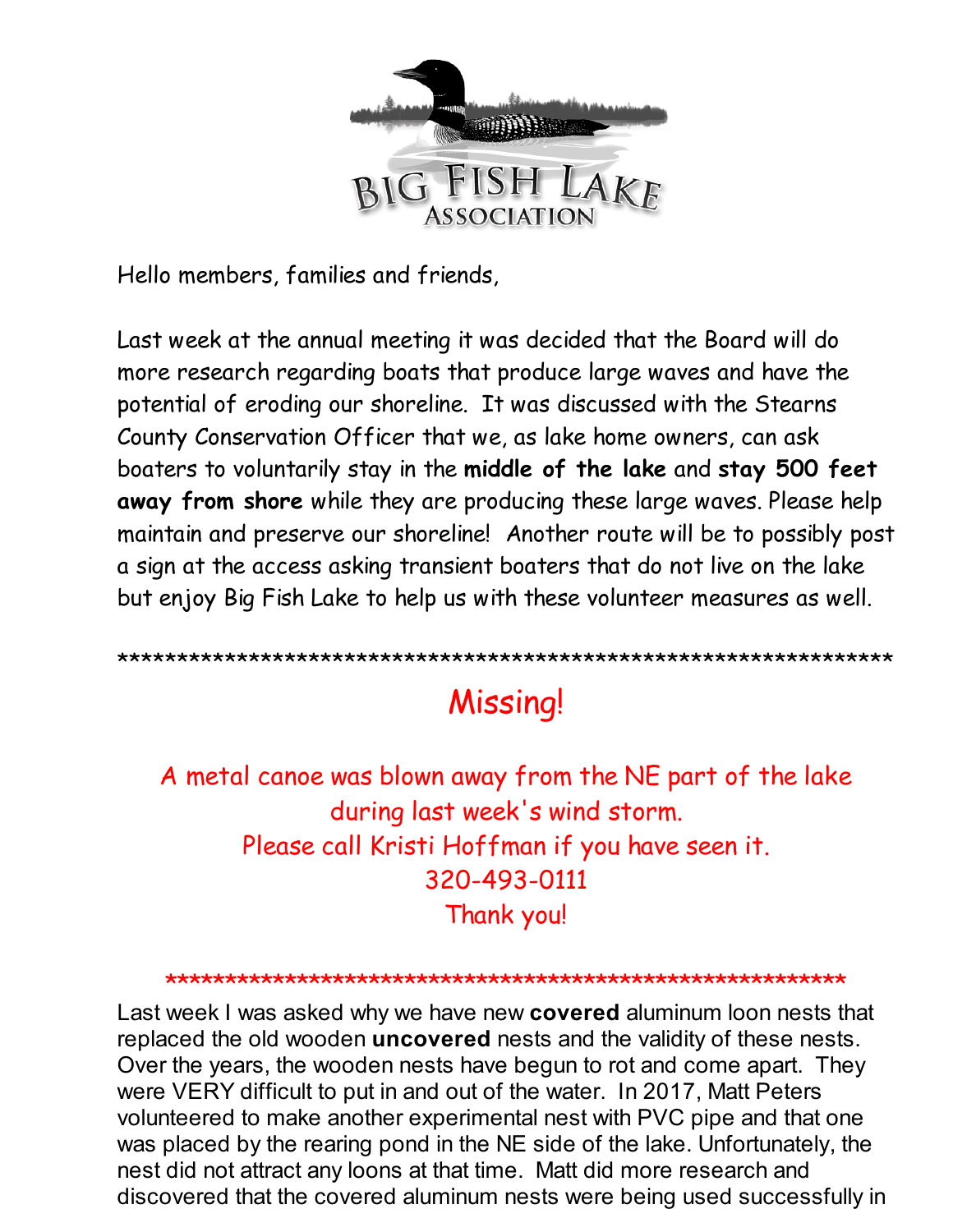# BIG FISH LAKE ASSOCIATION

Hello members, families and friends,

Last week at the annual meeting it was decided that the Board will do more research regarding boats that produce large waves and have the potential of eroding our shoreline. It was discussed with the Stearns County Conservation Officer that we, as lake home owners, can ask boaters to voluntarily stay in the **middle of the lake** and **stay 500 feet away from shore** while they are producing these large waves. Please help maintain and preserve our shoreline! Another route will be to possibly post a sign at the access asking transient boaters that do not live on the lake but enjoy Big Fish Lake to help us with these volunteer measures as well.

*******************************************************************

## Missing!

A metal canoe was blown away from the NE part of the lake during last week's wind storm.
Please call Kristi Hoffman if you have seen it.
320-493-0111
Thank you!

*******************************************************************

Last week I was asked why we have new **covered** aluminum loon nests that replaced the old wooden **uncovered** nests and the validity of these nests. Over the years, the wooden nests have begun to rot and come apart. They were VERY difficult to put in and out of the water. In 2017, Matt Peters volunteered to make another experimental nest with PVC pipe and that one was placed by the rearing pond in the NE side of the lake. Unfortunately, the nest did not attract any loons at that time. Matt did more research and discovered that the covered aluminum nests were being used successfully in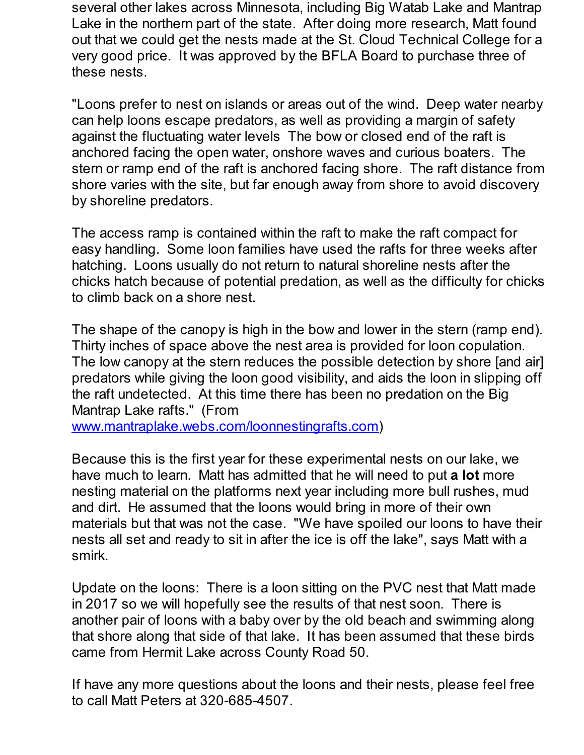several other lakes across Minnesota, including Big Watab Lake and Mantrap Lake in the northern part of the state. After doing more research, Matt found out that we could get the nests made at the St. Cloud Technical College for a very good price. It was approved by the BFLA Board to purchase three of these nests.

"Loons prefer to nest on islands or areas out of the wind. Deep water nearby can help loons escape predators, as well as providing a margin of safety against the fluctuating water levels The bow or closed end of the raft is anchored facing the open water, onshore waves and curious boaters. The stern or ramp end of the raft is anchored facing shore. The raft distance from shore varies with the site, but far enough away from shore to avoid discovery by shoreline predators.

The access ramp is contained within the raft to make the raft compact for easy handling. Some loon families have used the rafts for three weeks after hatching. Loons usually do not return to natural shoreline nests after the chicks hatch because of potential predation, as well as the difficulty for chicks to climb back on a shore nest.

The shape of the canopy is high in the bow and lower in the stern (ramp end). Thirty inches of space above the nest area is provided for loon copulation. The low canopy at the stern reduces the possible detection by shore [and air] predators while giving the loon good visibility, and aids the loon in slipping off the raft undetected. At this time there has been no predation on the Big Mantrap Lake rafts." (From [www.mantraplake.webs.com/loonnestingrafts.com](www.mantraplake.webs.com/loonnestingrafts.com))

Because this is the first year for these experimental nests on our lake, we have much to learn. Matt has admitted that he will need to put **a lot** more nesting material on the platforms next year including more bull rushes, mud and dirt. He assumed that the loons would bring in more of their own materials but that was not the case. "We have spoiled our loons to have their nests all set and ready to sit in after the ice is off the lake", says Matt with a smirk.

Update on the loons: There is a loon sitting on the PVC nest that Matt made in 2017 so we will hopefully see the results of that nest soon. There is another pair of loons with a baby over by the old beach and swimming along that shore along that side of that lake. It has been assumed that these birds came from Hermit Lake across County Road 50.

If have any more questions about the loons and their nests, please feel free to call Matt Peters at 320-685-4507.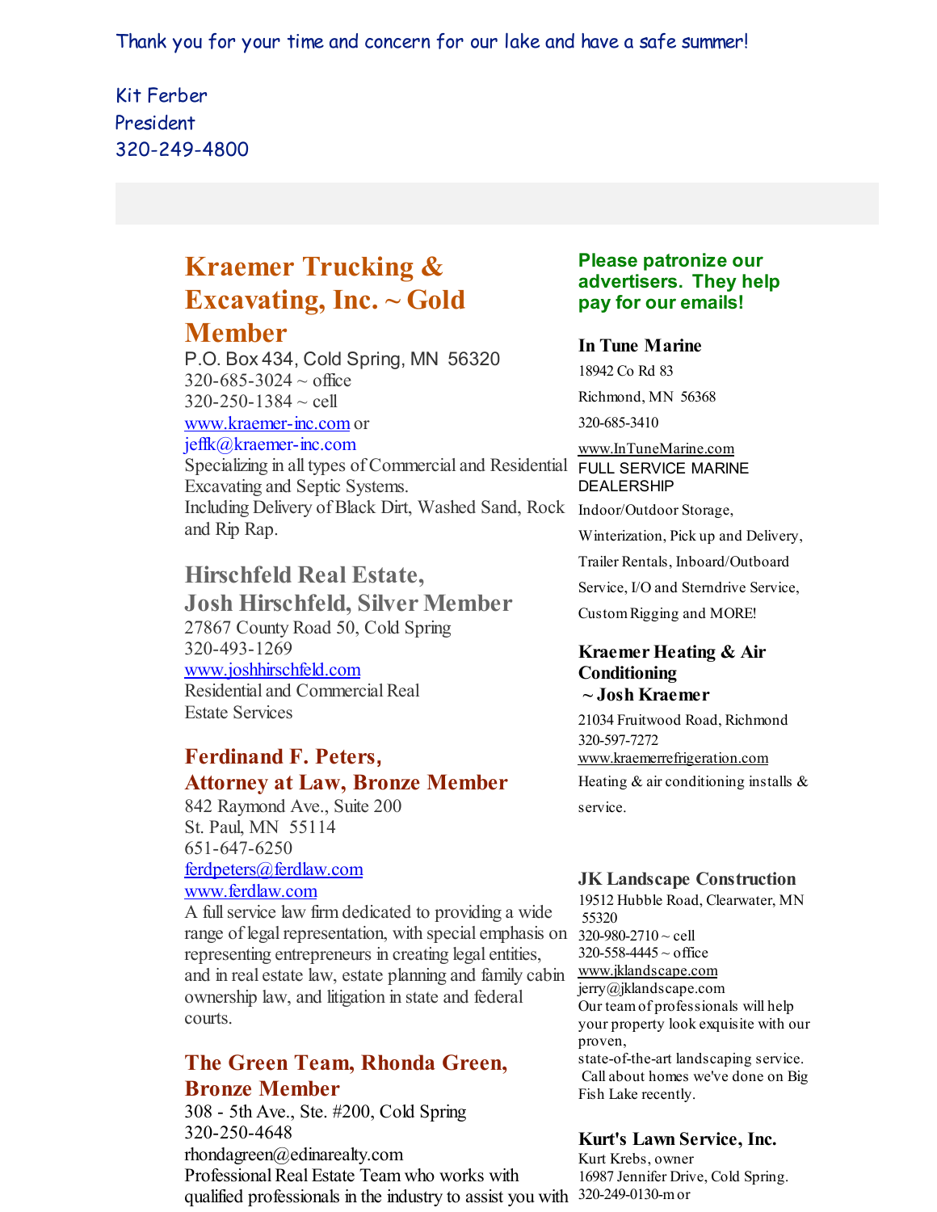Thank you for your time and concern for our lake and have a safe summer!

Kit Ferber
President
320-249-4800

## Kraemer Trucking & Excavating, Inc. ~ Gold Member

P.O. Box 434, Cold Spring, MN 56320
320-685-3024 ~ office
320-250-1384 ~ cell
www.kraemer-inc.com or
jeffk@kraemer-inc.com
Specializing in all types of Commercial and Residential Excavating and Septic Systems.
Including Delivery of Black Dirt, Washed Sand, Rock and Rip Rap.

### Hirschfeld Real Estate, Josh Hirschfeld, Silver Member

27867 County Road 50, Cold Spring
320-493-1269
www.joshhirschfeld.com
Residential and Commercial Real Estate Services

### Ferdinand F. Peters, Attorney at Law, Bronze Member

842 Raymond Ave., Suite 200
St. Paul, MN 55114
651-647-6250
ferdpeters@ferdlaw.com
www.ferdlaw.com
A full service law firm dedicated to providing a wide range of legal representation, with special emphasis on representing entrepreneurs in creating legal entities, and in real estate law, estate planning and family cabin ownership law, and litigation in state and federal courts.

### The Green Team, Rhonda Green, Bronze Member

308 - 5th Ave., Ste. #200, Cold Spring
320-250-4648
rhondagreen@edinarealty.com
Professional Real Estate Team who works with qualified professionals in the industry to assist you with

**Please patronize our advertisers. They help pay for our emails!**

**In Tune Marine**
18942 Co Rd 83
Richmond, MN 56368
320-685-3410
www.InTuneMarine.com
FULL SERVICE MARINE DEALERSHIP
Indoor/Outdoor Storage, Winterization, Pick up and Delivery, Trailer Rentals, Inboard/Outboard Service, I/O and Sterndrive Service, Custom Rigging and MORE!

**Kraemer Heating & Air Conditioning ~ Josh Kraemer**
21034 Fruitwood Road, Richmond
320-597-7272
www.kraemerrefrigeration.com
Heating & air conditioning installs & service.

**JK Landscape Construction**
19512 Hubble Road, Clearwater, MN 55320
320-980-2710 ~ cell
320-558-4445 ~ office
www.jklandscape.com
jerry@jklandscape.com
Our team of professionals will help your property look exquisite with our proven,
state-of-the-art landscaping service. Call about homes we've done on Big Fish Lake recently.

**Kurt's Lawn Service, Inc.**
Kurt Krebs, owner
16987 Jennifer Drive, Cold Spring.
320-249-0130-m or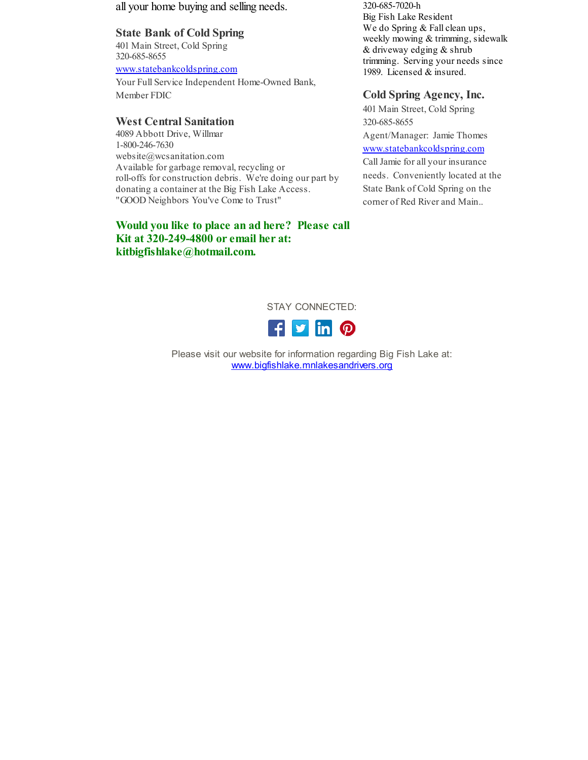all your home buying and selling needs.

**State Bank of Cold Spring**
401 Main Street, Cold Spring
320-685-8655
www.statebankcoldspring.com
Your Full Service Independent Home-Owned Bank, Member FDIC

**West Central Sanitation**
4089 Abbott Drive, Willmar
1-800-246-7630
website@wcsanitation.com
Available for garbage removal, recycling or roll-offs for construction debris. We're doing our part by donating a container at the Big Fish Lake Access. "GOOD Neighbors You've Come to Trust"

**Would you like to place an ad here? Please call Kit at 320-249-4800 or email her at: kitbigfishlake@hotmail.com.**

320-685-7020-h
Big Fish Lake Resident
We do Spring & Fall clean ups, weekly mowing & trimming, sidewalk & driveway edging & shrub trimming. Serving your needs since 1989. Licensed & insured.

**Cold Spring Agency, Inc.**
401 Main Street, Cold Spring
320-685-8655
Agent/Manager: Jamie Thomes
www.statebankcoldspring.com
Call Jamie for all your insurance needs. Conveniently located at the State Bank of Cold Spring on the corner of Red River and Main..

STAY CONNECTED:

Please visit our website for information regarding Big Fish Lake at:
www.bigfishlake.mnlakesandrivers.org